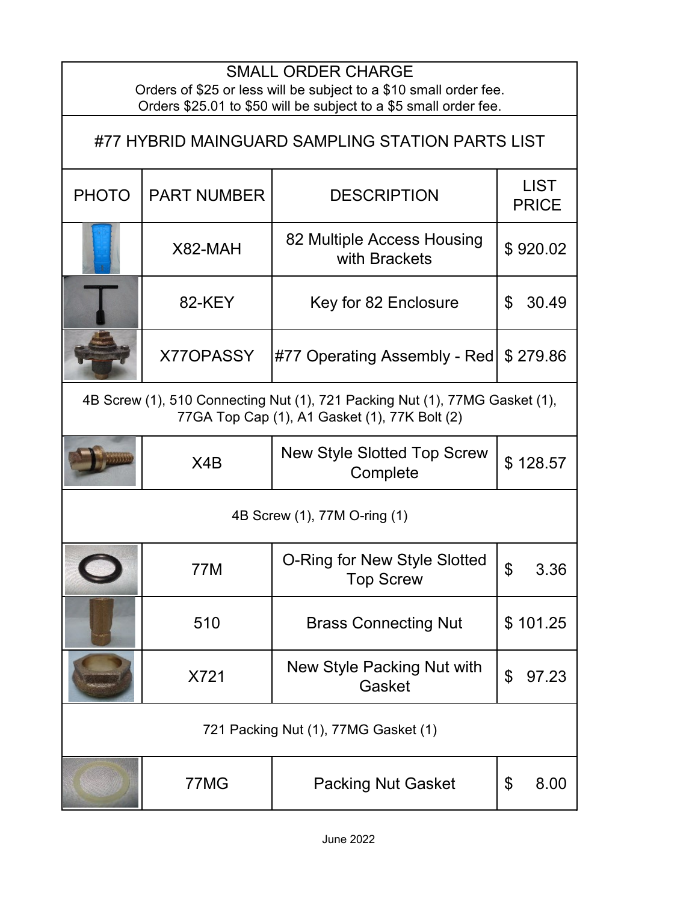SMALL ORDER CHARGE

Orders of $25 or less will be subject to a $10 small order fee.
Orders $25.01 to $50 will be subject to a $5 small order fee.

## #77 HYBRID MAINGUARD SAMPLING STATION PARTS LIST

| PHOTO | PART NUMBER | DESCRIPTION | LIST PRICE |
|---|---|---|---|
| | X82-MAH | 82 Multiple Access Housing with Brackets | $ 920.02 |
| | 82-KEY | Key for 82 Enclosure | $ 30.49 |
| | X77OPASSY | #77 Operating Assembly - Red | $ 279.86 |
| 4B Screw (1), 510 Connecting Nut (1), 721 Packing Nut (1), 77MG Gasket (1), 77GA Top Cap (1), A1 Gasket (1), 77K Bolt (2) | | | |
| | X4B | New Style Slotted Top Screw Complete | $ 128.57 |
| 4B Screw (1), 77M O-ring (1) | | | |
| | 77M | O-Ring for New Style Slotted Top Screw | $ 3.36 |
| | 510 | Brass Connecting Nut | $ 101.25 |
| | X721 | New Style Packing Nut with Gasket | $ 97.23 |
| 721 Packing Nut (1), 77MG Gasket (1) | | | |
| | 77MG | Packing Nut Gasket | $ 8.00 |

June 2022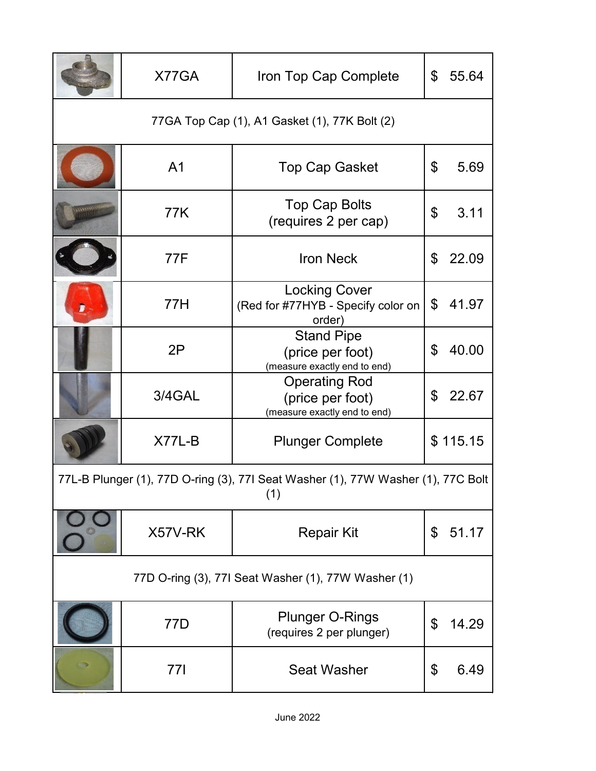| | Part No. | Description | Price |
|---|---|---|---|
| | X77GA | Iron Top Cap Complete | $ 55.64 |
| 77GA Top Cap (1), A1 Gasket (1), 77K Bolt (2) | | | |
| | A1 | Top Cap Gasket | $ 5.69 |
| | 77K | Top Cap Bolts (requires 2 per cap) | $ 3.11 |
| | 77F | Iron Neck | $ 22.09 |
| | 77H | Locking Cover (Red for #77HYB - Specify color on order) | $ 41.97 |
| | 2P | Stand Pipe (price per foot) (measure exactly end to end) | $ 40.00 |
| | 3/4GAL | Operating Rod (price per foot) (measure exactly end to end) | $ 22.67 |
| | X77L-B | Plunger Complete | $ 115.15 |
| 77L-B Plunger (1), 77D O-ring (3), 77I Seat Washer (1), 77W Washer (1), 77C Bolt (1) | | | |
| | X57V-RK | Repair Kit | $ 51.17 |
| 77D O-ring (3), 77I Seat Washer (1), 77W Washer (1) | | | |
| | 77D | Plunger O-Rings (requires 2 per plunger) | $ 14.29 |
| | 77I | Seat Washer | $ 6.49 |

June 2022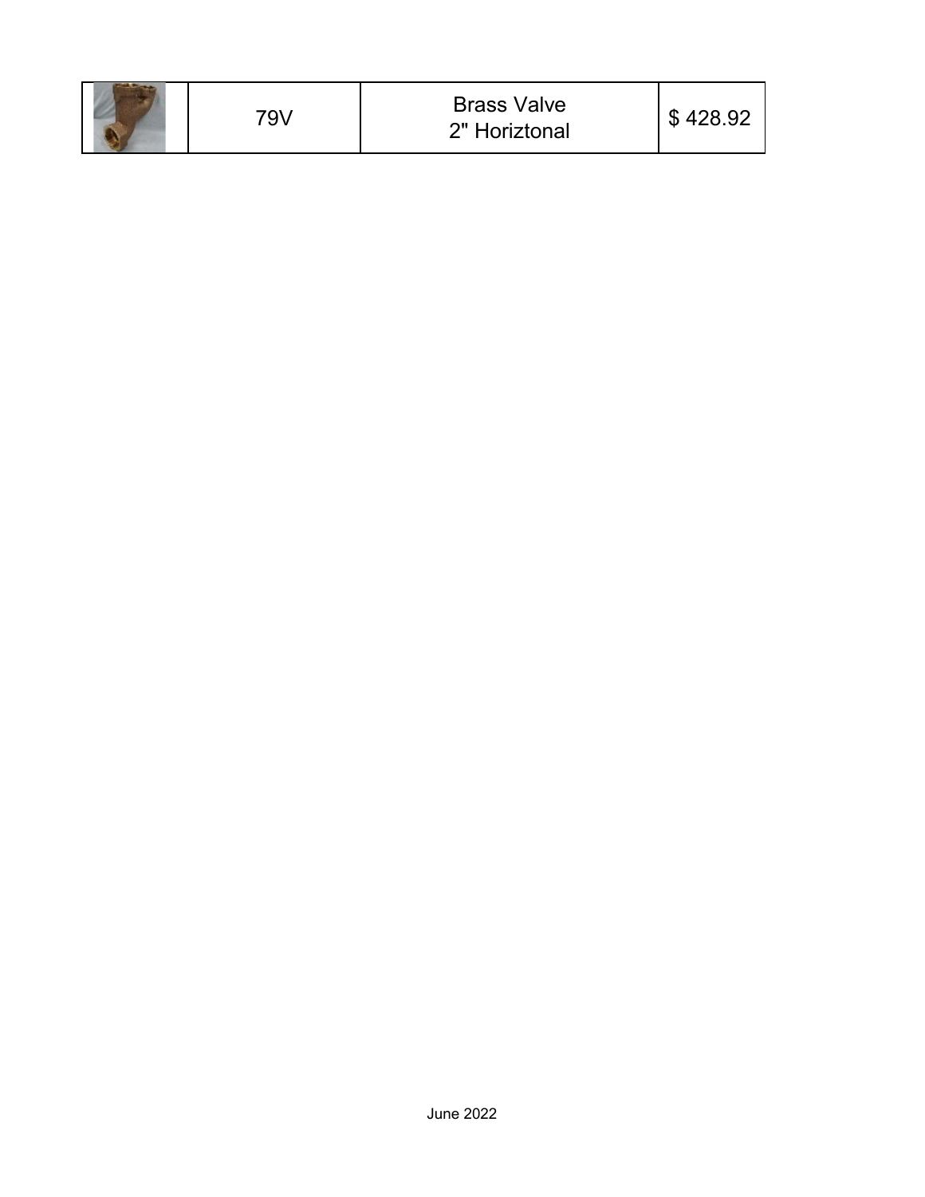| | | | |
|---|---|---|---|
| | 79V | Brass Valve<br>2" Horiztonal | $ 428.92 |

June 2022